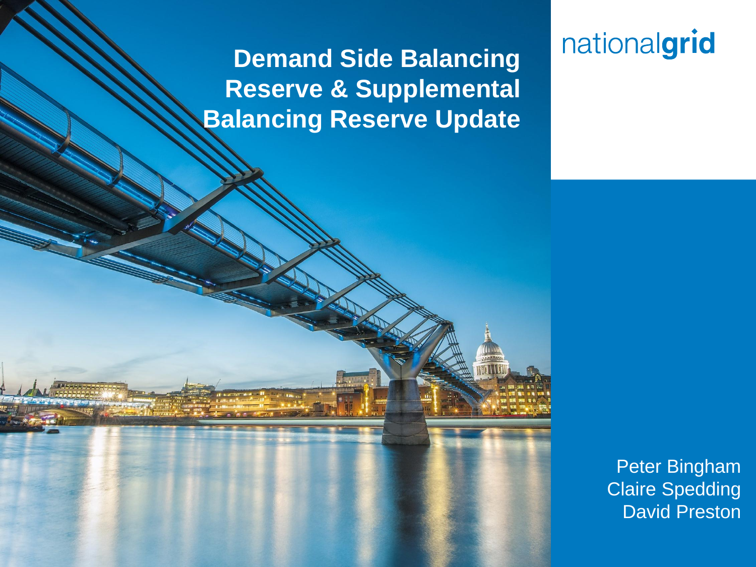# Demand Side Balancing Reserve & Supplemental Balancing Reserve Update

nationalgrid

Peter Bingham
Claire Spedding
David Preston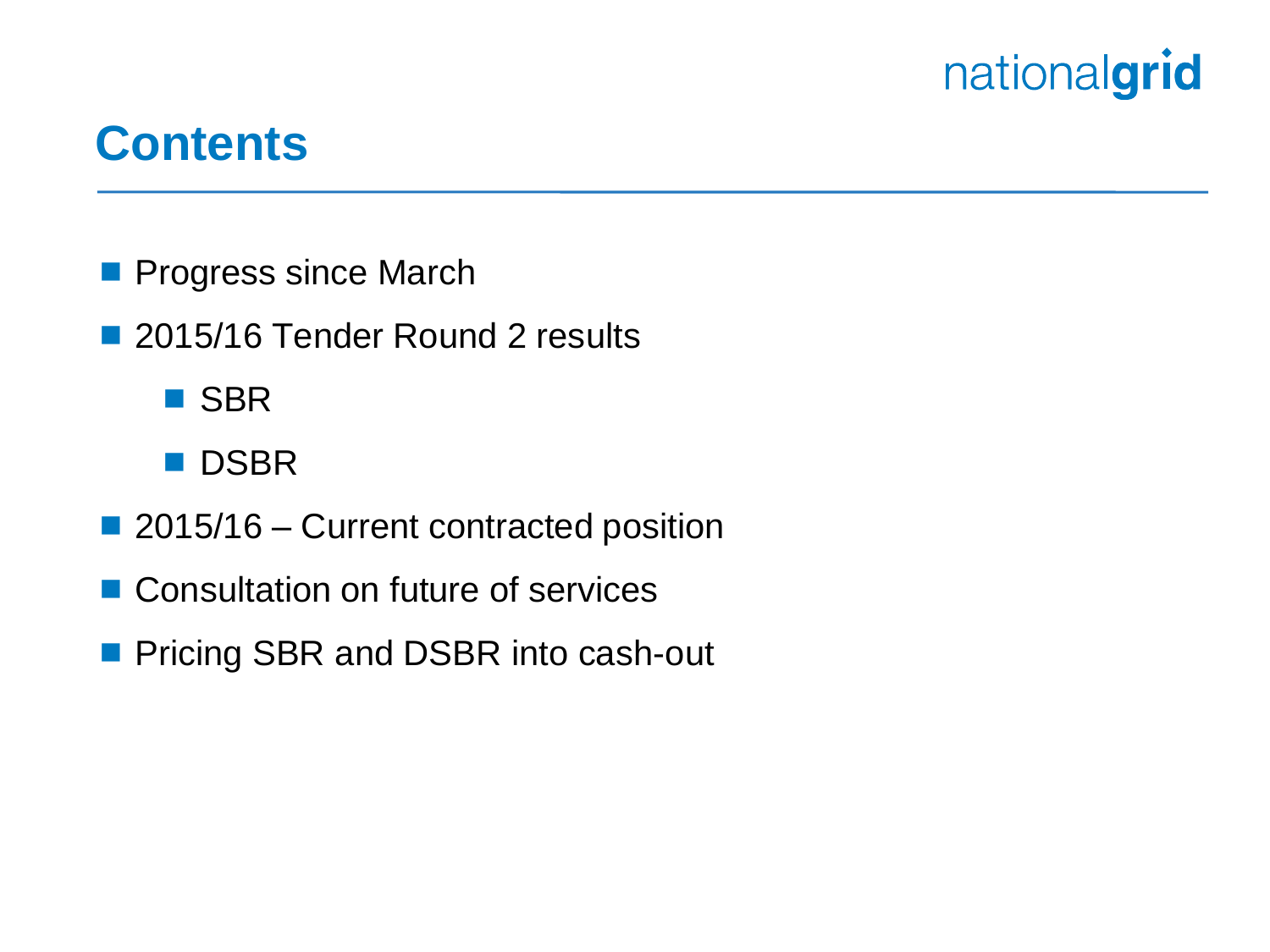# Contents

- Progress since March
- 2015/16 Tender Round 2 results
  - SBR
  - DSBR
- 2015/16 – Current contracted position
- Consultation on future of services
- Pricing SBR and DSBR into cash-out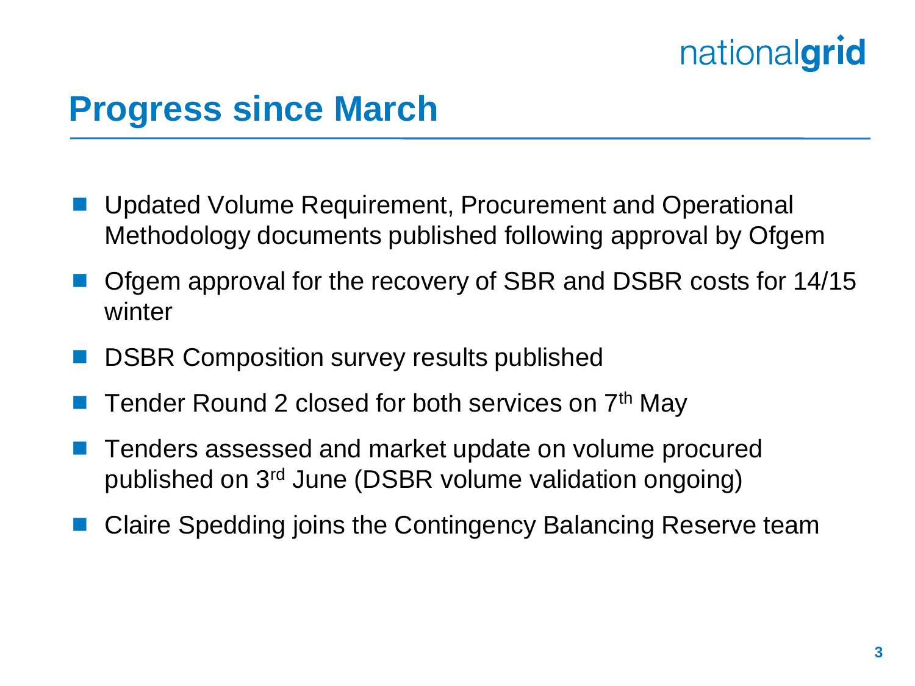## Progress since March

- Updated Volume Requirement, Procurement and Operational Methodology documents published following approval by Ofgem
- Ofgem approval for the recovery of SBR and DSBR costs for 14/15 winter
- DSBR Composition survey results published
- Tender Round 2 closed for both services on 7th May
- Tenders assessed and market update on volume procured published on 3rd June (DSBR volume validation ongoing)
- Claire Spedding joins the Contingency Balancing Reserve team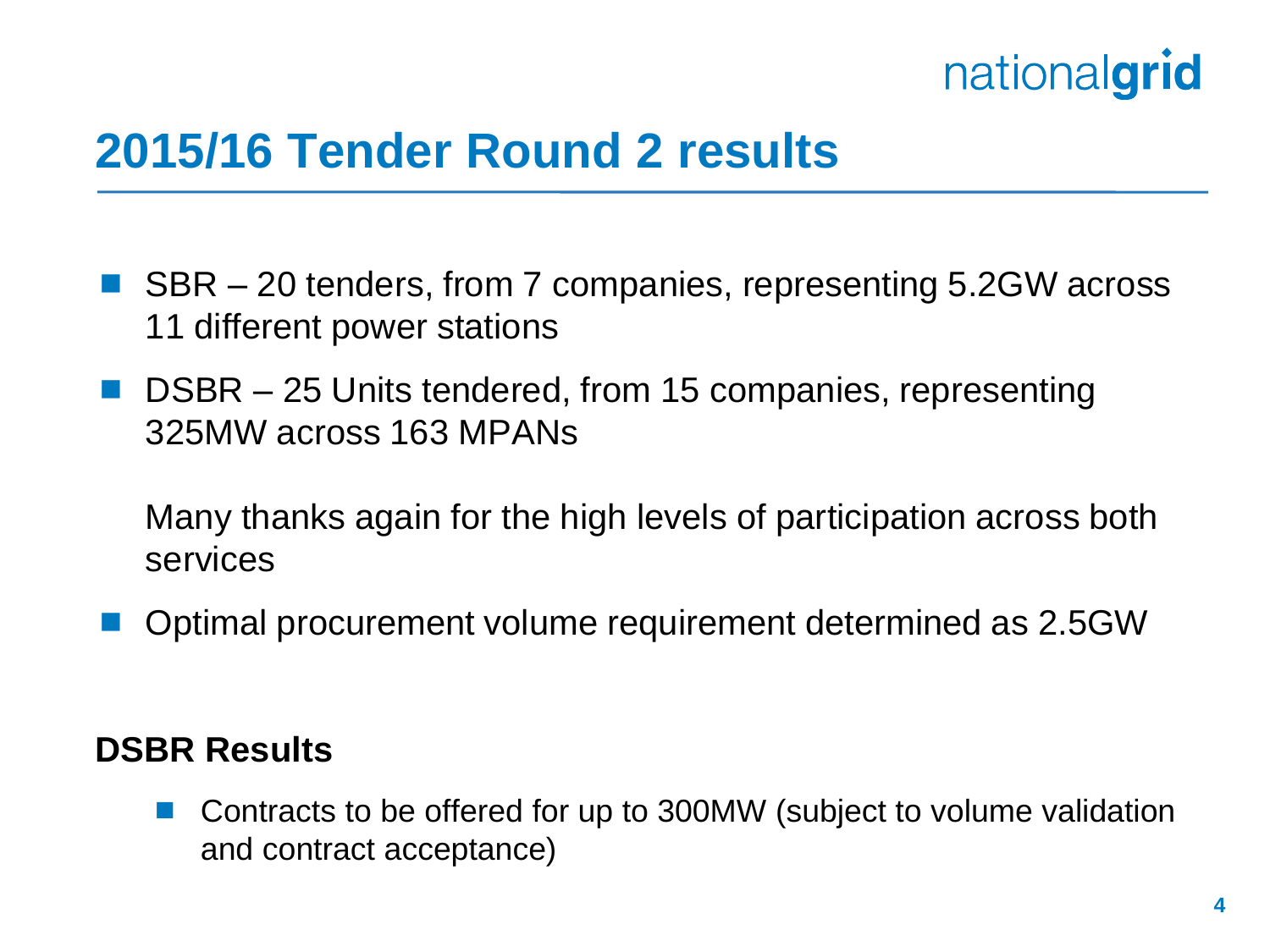# 2015/16 Tender Round 2 results

- SBR – 20 tenders, from 7 companies, representing 5.2GW across 11 different power stations
- DSBR – 25 Units tendered, from 15 companies, representing 325MW across 163 MPANs

  Many thanks again for the high levels of participation across both services

- Optimal procurement volume requirement determined as 2.5GW

**DSBR Results**

- Contracts to be offered for up to 300MW (subject to volume validation and contract acceptance)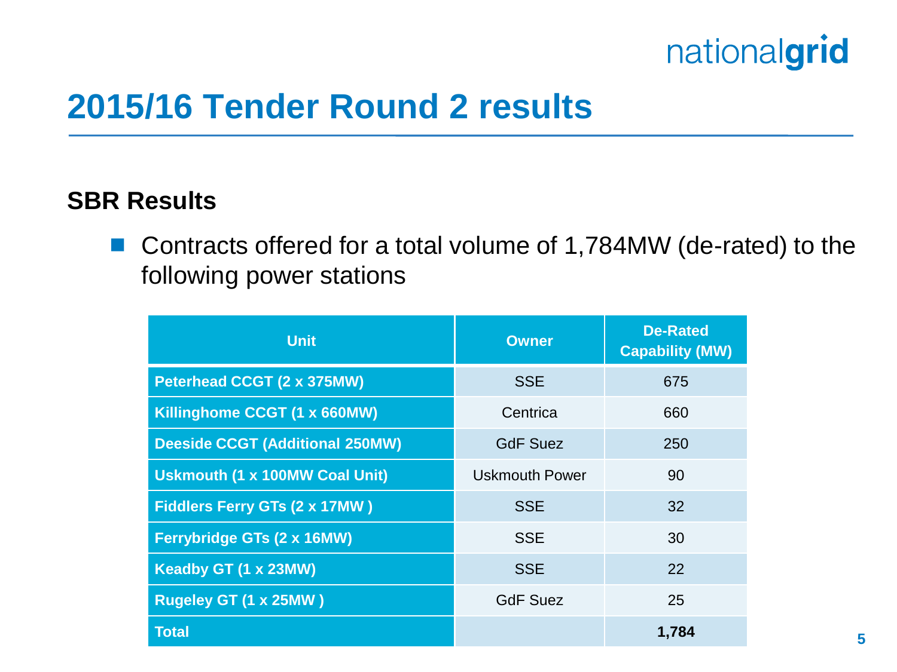# 2015/16 Tender Round 2 results

## SBR Results

- Contracts offered for a total volume of 1,784MW (de-rated) to the following power stations

| Unit | Owner | De-Rated Capability (MW) |
|---|---|---|
| **Peterhead CCGT (2 x 375MW)** | SSE | 675 |
| **Killinghome CCGT (1 x 660MW)** | Centrica | 660 |
| **Deeside CCGT (Additional 250MW)** | GdF Suez | 250 |
| **Uskmouth (1 x 100MW Coal Unit)** | Uskmouth Power | 90 |
| **Fiddlers Ferry GTs (2 x 17MW )** | SSE | 32 |
| **Ferrybridge GTs (2 x 16MW)** | SSE | 30 |
| **Keadby GT (1 x 23MW)** | SSE | 22 |
| **Rugeley GT (1 x 25MW )** | GdF Suez | 25 |
| **Total** | | **1,784** |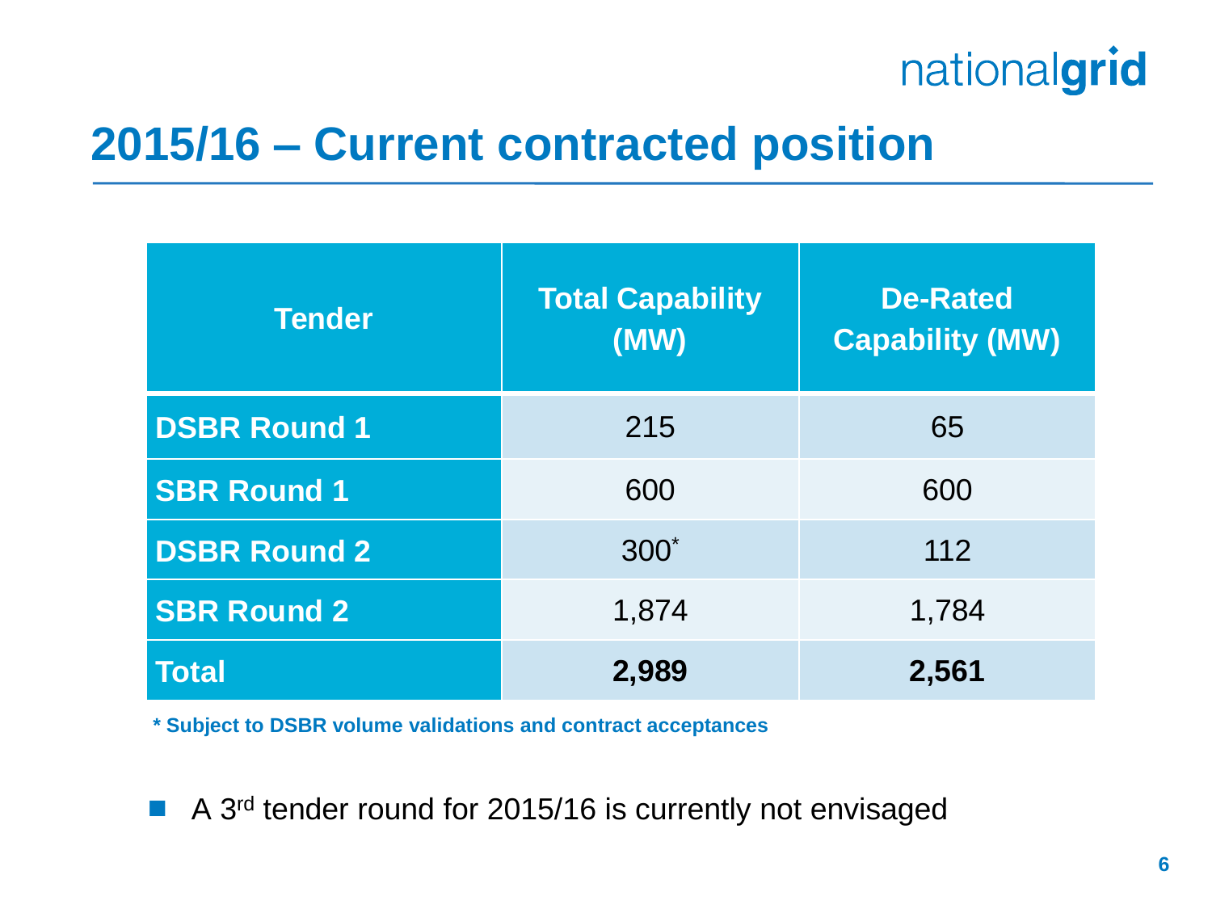## 2015/16 – Current contracted position

| Tender | Total Capability (MW) | De-Rated Capability (MW) |
|---|---|---|
| DSBR Round 1 | 215 | 65 |
| SBR Round 1 | 600 | 600 |
| DSBR Round 2 | 300* | 112 |
| SBR Round 2 | 1,874 | 1,784 |
| **Total** | **2,989** | **2,561** |

**\* Subject to DSBR volume validations and contract acceptances**

- A 3rd tender round for 2015/16 is currently not envisaged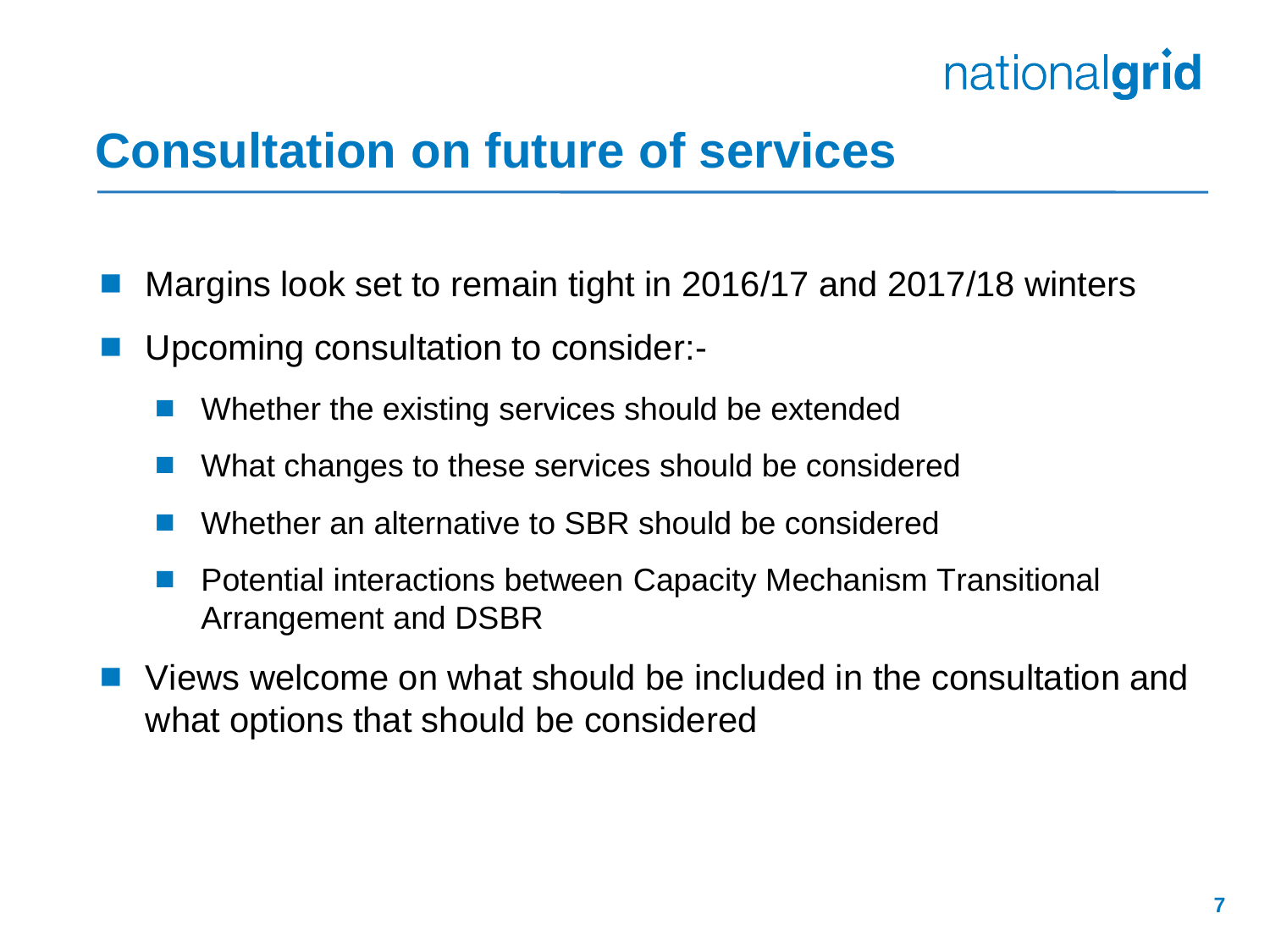# Consultation on future of services

- Margins look set to remain tight in 2016/17 and 2017/18 winters
- Upcoming consultation to consider:-
  - Whether the existing services should be extended
  - What changes to these services should be considered
  - Whether an alternative to SBR should be considered
  - Potential interactions between Capacity Mechanism Transitional Arrangement and DSBR
- Views welcome on what should be included in the consultation and what options that should be considered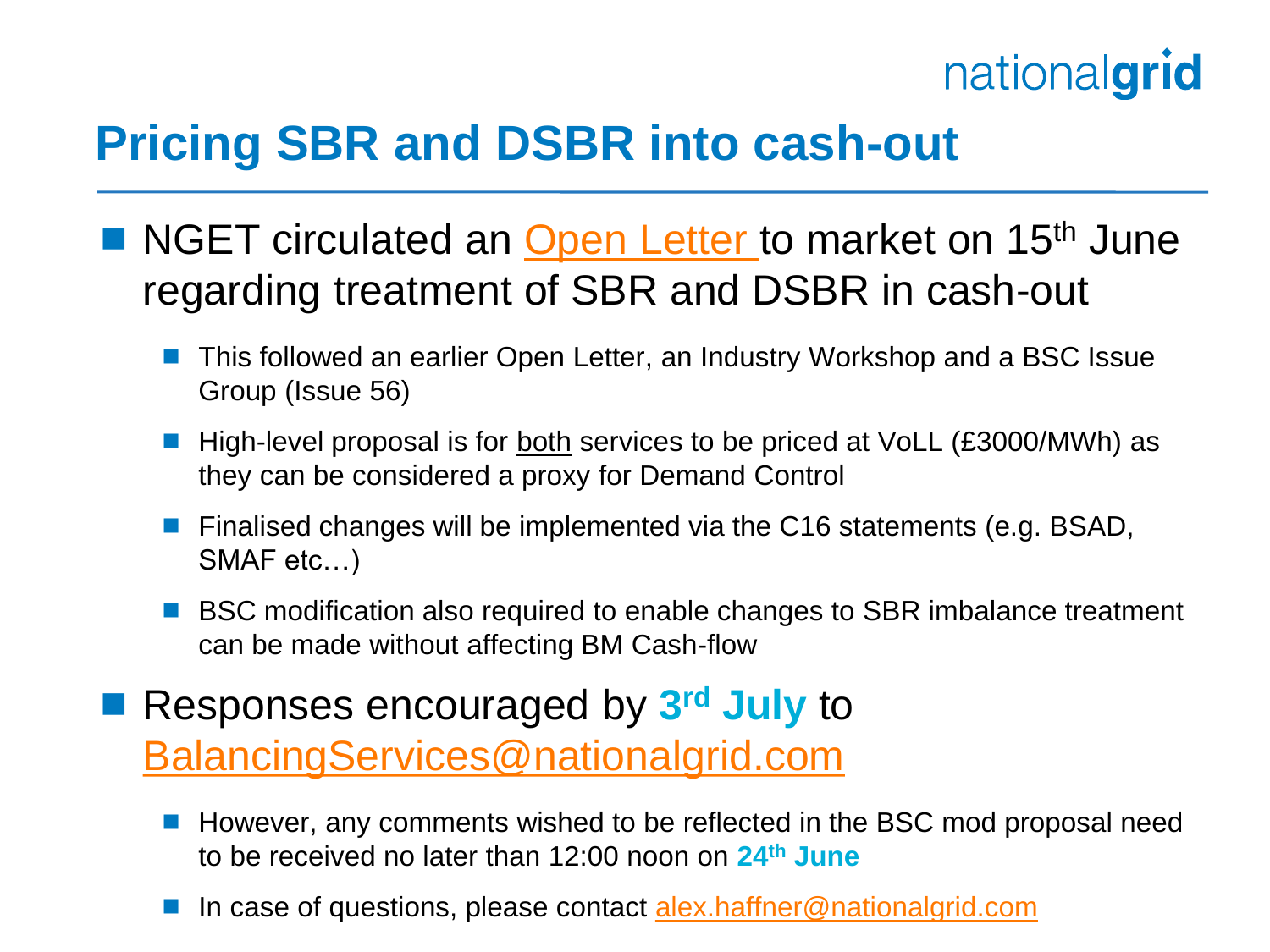# Pricing SBR and DSBR into cash-out

- NGET circulated an Open Letter to market on 15th June regarding treatment of SBR and DSBR in cash-out
  - This followed an earlier Open Letter, an Industry Workshop and a BSC Issue Group (Issue 56)
  - High-level proposal is for both services to be priced at VoLL (£3000/MWh) as they can be considered a proxy for Demand Control
  - Finalised changes will be implemented via the C16 statements (e.g. BSAD, SMAF etc…)
  - BSC modification also required to enable changes to SBR imbalance treatment can be made without affecting BM Cash-flow
- Responses encouraged by **3rd July** to BalancingServices@nationalgrid.com
  - However, any comments wished to be reflected in the BSC mod proposal need to be received no later than 12:00 noon on **24th June**
  - In case of questions, please contact alex.haffner@nationalgrid.com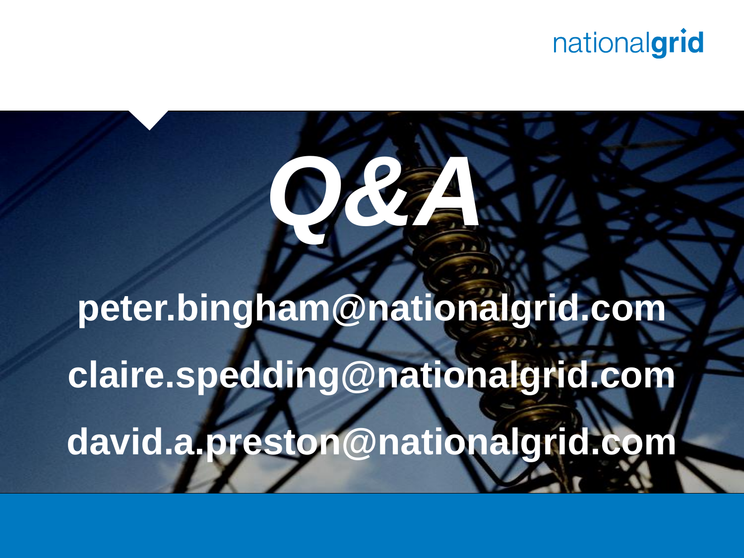# *Q&A*

**peter.bingham@nationalgrid.com**

**claire.spedding@nationalgrid.com**

**david.a.preston@nationalgrid.com**